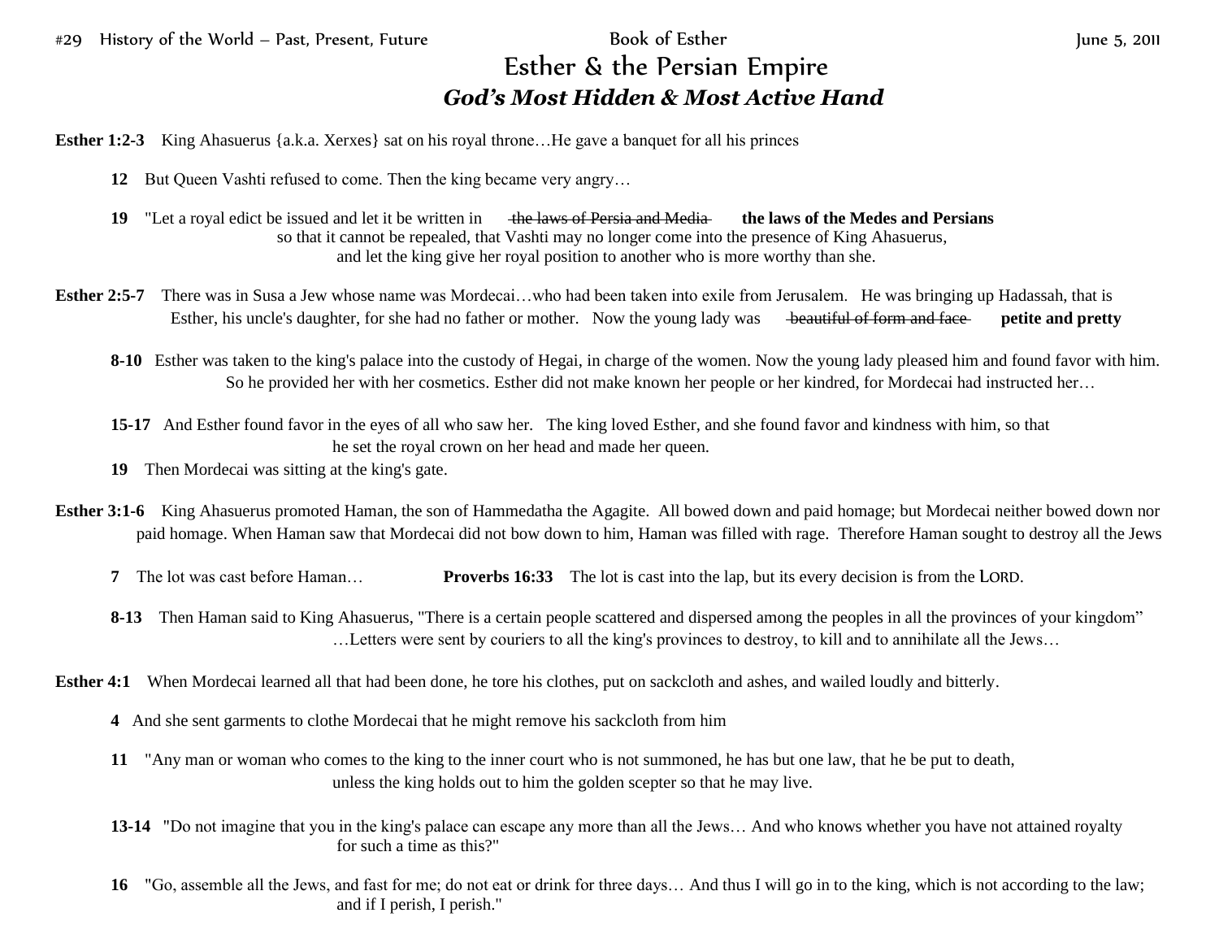#29 History of the World – Past, Present, Future Book of Esther June 5, 2011

# Esther & the Persian Empire

## *God's Most Hidden & Most Active Hand*

**Esther 1:2-3** King Ahasuerus {a.k.a. Xerxes} sat on his royal throne…He gave a banquet for all his princes

**12** But Queen Vashti refused to come. Then the king became very angry…

**19** "Let a royal edict be issued and let it be written in ~~the laws of Persia and Media~~ **the laws of the Medes and Persians** so that it cannot be repealed, that Vashti may no longer come into the presence of King Ahasuerus, and let the king give her royal position to another who is more worthy than she.

**Esther 2:5-7** There was in Susa a Jew whose name was Mordecai…who had been taken into exile from Jerusalem. He was bringing up Hadassah, that is Esther, his uncle's daughter, for she had no father or mother. Now the young lady was ~~beautiful of form and face~~ **petite and pretty**

**8-10** Esther was taken to the king's palace into the custody of Hegai, in charge of the women. Now the young lady pleased him and found favor with him. So he provided her with her cosmetics. Esther did not make known her people or her kindred, for Mordecai had instructed her…

**15-17** And Esther found favor in the eyes of all who saw her. The king loved Esther, and she found favor and kindness with him, so that he set the royal crown on her head and made her queen.

**19** Then Mordecai was sitting at the king's gate.

**Esther 3:1-6** King Ahasuerus promoted Haman, the son of Hammedatha the Agagite. All bowed down and paid homage; but Mordecai neither bowed down nor paid homage. When Haman saw that Mordecai did not bow down to him, Haman was filled with rage. Therefore Haman sought to destroy all the Jews

**7** The lot was cast before Haman… **Proverbs 16:33** The lot is cast into the lap, but its every decision is from the LORD.

**8-13** Then Haman said to King Ahasuerus, "There is a certain people scattered and dispersed among the peoples in all the provinces of your kingdom" …Letters were sent by couriers to all the king's provinces to destroy, to kill and to annihilate all the Jews…

**Esther 4:1** When Mordecai learned all that had been done, he tore his clothes, put on sackcloth and ashes, and wailed loudly and bitterly.

**4** And she sent garments to clothe Mordecai that he might remove his sackcloth from him

**11** "Any man or woman who comes to the king to the inner court who is not summoned, he has but one law, that he be put to death, unless the king holds out to him the golden scepter so that he may live.

**13-14** "Do not imagine that you in the king's palace can escape any more than all the Jews… And who knows whether you have not attained royalty for such a time as this?"

**16** "Go, assemble all the Jews, and fast for me; do not eat or drink for three days… And thus I will go in to the king, which is not according to the law; and if I perish, I perish."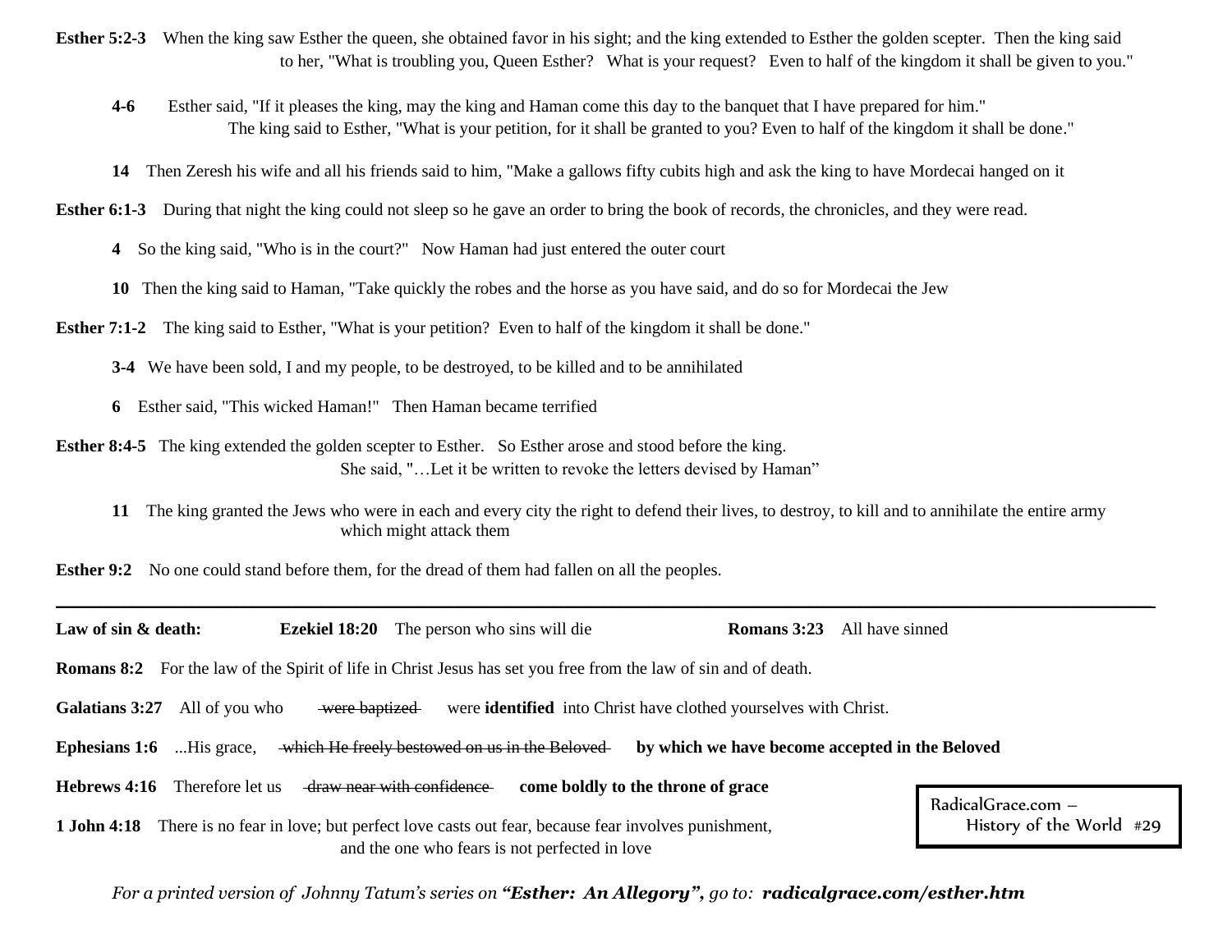**Esther 5:2-3** When the king saw Esther the queen, she obtained favor in his sight; and the king extended to Esther the golden scepter. Then the king said to her, "What is troubling you, Queen Esther? What is your request? Even to half of the kingdom it shall be given to you."

**4-6** Esther said, "If it pleases the king, may the king and Haman come this day to the banquet that I have prepared for him." The king said to Esther, "What is your petition, for it shall be granted to you? Even to half of the kingdom it shall be done."

**14** Then Zeresh his wife and all his friends said to him, "Make a gallows fifty cubits high and ask the king to have Mordecai hanged on it

**Esther 6:1-3** During that night the king could not sleep so he gave an order to bring the book of records, the chronicles, and they were read.

**4** So the king said, "Who is in the court?" Now Haman had just entered the outer court

**10** Then the king said to Haman, "Take quickly the robes and the horse as you have said, and do so for Mordecai the Jew

**Esther 7:1-2** The king said to Esther, "What is your petition? Even to half of the kingdom it shall be done."

**3-4** We have been sold, I and my people, to be destroyed, to be killed and to be annihilated

**6** Esther said, "This wicked Haman!" Then Haman became terrified

**Esther 8:4-5** The king extended the golden scepter to Esther. So Esther arose and stood before the king. She said, "…Let it be written to revoke the letters devised by Haman"

**11** The king granted the Jews who were in each and every city the right to defend their lives, to destroy, to kill and to annihilate the entire army which might attack them

**Esther 9:2** No one could stand before them, for the dread of them had fallen on all the peoples.

---

**Law of sin & death:** **Ezekiel 18:20** The person who sins will die **Romans 3:23** All have sinned

**Romans 8:2** For the law of the Spirit of life in Christ Jesus has set you free from the law of sin and of death.

**Galatians 3:27** All of you who ~~were baptized~~ were **identified** into Christ have clothed yourselves with Christ.

**Ephesians 1:6** ...His grace, ~~which He freely bestowed on us in the Beloved~~ **by which we have become accepted in the Beloved**

**Hebrews 4:16** Therefore let us ~~draw near with confidence~~ **come boldly to the throne of grace**

**1 John 4:18** There is no fear in love; but perfect love casts out fear, because fear involves punishment, and the one who fears is not perfected in love

RadicalGrace.com – History of the World #29

*For a printed version of Johnny Tatum's series on* ***"Esther: An Allegory",*** *go to:* ***radicalgrace.com/esther.htm***